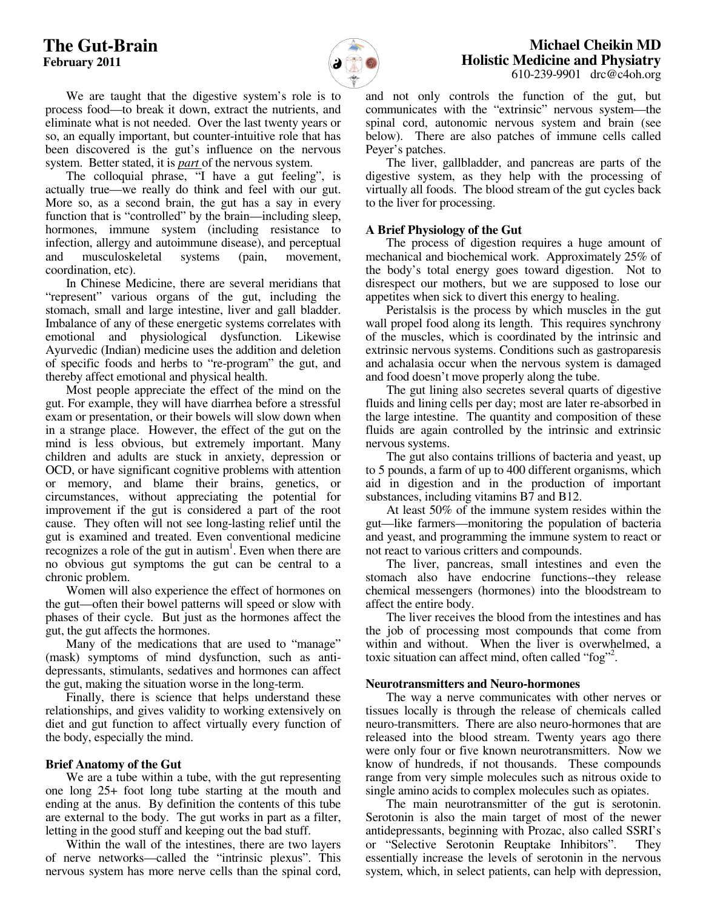# The Gut-Brain

**February 2011**

**Michael Cheikin MD**
**Holistic Medicine and Physiatry**
610-239-9901 drc@c4oh.org

We are taught that the digestive system's role is to process food—to break it down, extract the nutrients, and eliminate what is not needed. Over the last twenty years or so, an equally important, but counter-intuitive role that has been discovered is the gut's influence on the nervous system. Better stated, it is ***part*** of the nervous system.

The colloquial phrase, "I have a gut feeling", is actually true—we really do think and feel with our gut. More so, as a second brain, the gut has a say in every function that is "controlled" by the brain—including sleep, hormones, immune system (including resistance to infection, allergy and autoimmune disease), and perceptual and musculoskeletal systems (pain, movement, coordination, etc).

In Chinese Medicine, there are several meridians that "represent" various organs of the gut, including the stomach, small and large intestine, liver and gall bladder. Imbalance of any of these energetic systems correlates with emotional and physiological dysfunction. Likewise Ayurvedic (Indian) medicine uses the addition and deletion of specific foods and herbs to "re-program" the gut, and thereby affect emotional and physical health.

Most people appreciate the effect of the mind on the gut. For example, they will have diarrhea before a stressful exam or presentation, or their bowels will slow down when in a strange place. However, the effect of the gut on the mind is less obvious, but extremely important. Many children and adults are stuck in anxiety, depression or OCD, or have significant cognitive problems with attention or memory, and blame their brains, genetics, or circumstances, without appreciating the potential for improvement if the gut is considered a part of the root cause. They often will not see long-lasting relief until the gut is examined and treated. Even conventional medicine recognizes a role of the gut in autism[1]. Even when there are no obvious gut symptoms the gut can be central to a chronic problem.

Women will also experience the effect of hormones on the gut—often their bowel patterns will speed or slow with phases of their cycle. But just as the hormones affect the gut, the gut affects the hormones.

Many of the medications that are used to "manage" (mask) symptoms of mind dysfunction, such as anti-depressants, stimulants, sedatives and hormones can affect the gut, making the situation worse in the long-term.

Finally, there is science that helps understand these relationships, and gives validity to working extensively on diet and gut function to affect virtually every function of the body, especially the mind.

### Brief Anatomy of the Gut

We are a tube within a tube, with the gut representing one long 25+ foot long tube starting at the mouth and ending at the anus. By definition the contents of this tube are external to the body. The gut works in part as a filter, letting in the good stuff and keeping out the bad stuff.

Within the wall of the intestines, there are two layers of nerve networks—called the "intrinsic plexus". This nervous system has more nerve cells than the spinal cord, and not only controls the function of the gut, but communicates with the "extrinsic" nervous system—the spinal cord, autonomic nervous system and brain (see below). There are also patches of immune cells called Peyer's patches.

The liver, gallbladder, and pancreas are parts of the digestive system, as they help with the processing of virtually all foods. The blood stream of the gut cycles back to the liver for processing.

### A Brief Physiology of the Gut

The process of digestion requires a huge amount of mechanical and biochemical work. Approximately 25% of the body's total energy goes toward digestion. Not to disrespect our mothers, but we are supposed to lose our appetites when sick to divert this energy to healing.

Peristalsis is the process by which muscles in the gut wall propel food along its length. This requires synchrony of the muscles, which is coordinated by the intrinsic and extrinsic nervous systems. Conditions such as gastroparesis and achalasia occur when the nervous system is damaged and food doesn't move properly along the tube.

The gut lining also secretes several quarts of digestive fluids and lining cells per day; most are later re-absorbed in the large intestine. The quantity and composition of these fluids are again controlled by the intrinsic and extrinsic nervous systems.

The gut also contains trillions of bacteria and yeast, up to 5 pounds, a farm of up to 400 different organisms, which aid in digestion and in the production of important substances, including vitamins B7 and B12.

At least 50% of the immune system resides within the gut—like farmers—monitoring the population of bacteria and yeast, and programming the immune system to react or not react to various critters and compounds.

The liver, pancreas, small intestines and even the stomach also have endocrine functions--they release chemical messengers (hormones) into the bloodstream to affect the entire body.

The liver receives the blood from the intestines and has the job of processing most compounds that come from within and without. When the liver is overwhelmed, a toxic situation can affect mind, often called "fog"[2].

### Neurotransmitters and Neuro-hormones

The way a nerve communicates with other nerves or tissues locally is through the release of chemicals called neuro-transmitters. There are also neuro-hormones that are released into the blood stream. Twenty years ago there were only four or five known neurotransmitters. Now we know of hundreds, if not thousands. These compounds range from very simple molecules such as nitrous oxide to single amino acids to complex molecules such as opiates.

The main neurotransmitter of the gut is serotonin. Serotonin is also the main target of most of the newer antidepressants, beginning with Prozac, also called SSRI's or "Selective Serotonin Reuptake Inhibitors". They essentially increase the levels of serotonin in the nervous system, which, in select patients, can help with depression,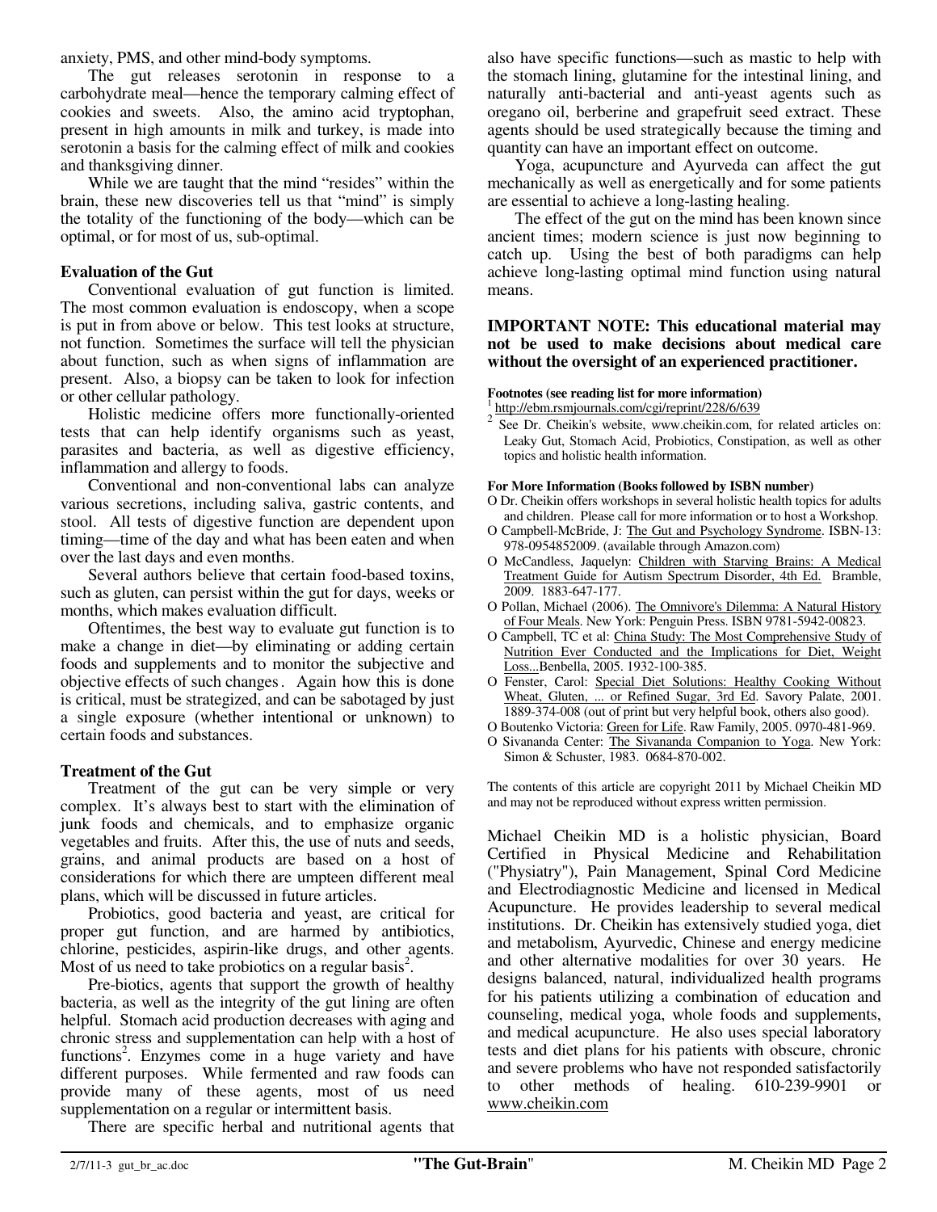anxiety, PMS, and other mind-body symptoms.

The gut releases serotonin in response to a carbohydrate meal—hence the temporary calming effect of cookies and sweets. Also, the amino acid tryptophan, present in high amounts in milk and turkey, is made into serotonin a basis for the calming effect of milk and cookies and thanksgiving dinner.

While we are taught that the mind "resides" within the brain, these new discoveries tell us that "mind" is simply the totality of the functioning of the body—which can be optimal, or for most of us, sub-optimal.

**Evaluation of the Gut**

Conventional evaluation of gut function is limited. The most common evaluation is endoscopy, when a scope is put in from above or below. This test looks at structure, not function. Sometimes the surface will tell the physician about function, such as when signs of inflammation are present. Also, a biopsy can be taken to look for infection or other cellular pathology.

Holistic medicine offers more functionally-oriented tests that can help identify organisms such as yeast, parasites and bacteria, as well as digestive efficiency, inflammation and allergy to foods.

Conventional and non-conventional labs can analyze various secretions, including saliva, gastric contents, and stool. All tests of digestive function are dependent upon timing—time of the day and what has been eaten and when over the last days and even months.

Several authors believe that certain food-based toxins, such as gluten, can persist within the gut for days, weeks or months, which makes evaluation difficult.

Oftentimes, the best way to evaluate gut function is to make a change in diet—by eliminating or adding certain foods and supplements and to monitor the subjective and objective effects of such changes. Again how this is done is critical, must be strategized, and can be sabotaged by just a single exposure (whether intentional or unknown) to certain foods and substances.

**Treatment of the Gut**

Treatment of the gut can be very simple or very complex. It's always best to start with the elimination of junk foods and chemicals, and to emphasize organic vegetables and fruits. After this, the use of nuts and seeds, grains, and animal products are based on a host of considerations for which there are umpteen different meal plans, which will be discussed in future articles.

Probiotics, good bacteria and yeast, are critical for proper gut function, and are harmed by antibiotics, chlorine, pesticides, aspirin-like drugs, and other agents. Most of us need to take probiotics on a regular basis[2].

Pre-biotics, agents that support the growth of healthy bacteria, as well as the integrity of the gut lining are often helpful. Stomach acid production decreases with aging and chronic stress and supplementation can help with a host of functions[2]. Enzymes come in a huge variety and have different purposes. While fermented and raw foods can provide many of these agents, most of us need supplementation on a regular or intermittent basis.

There are specific herbal and nutritional agents that also have specific functions—such as mastic to help with the stomach lining, glutamine for the intestinal lining, and naturally anti-bacterial and anti-yeast agents such as oregano oil, berberine and grapefruit seed extract. These agents should be used strategically because the timing and quantity can have an important effect on outcome.

Yoga, acupuncture and Ayurveda can affect the gut mechanically as well as energetically and for some patients are essential to achieve a long-lasting healing.

The effect of the gut on the mind has been known since ancient times; modern science is just now beginning to catch up. Using the best of both paradigms can help achieve long-lasting optimal mind function using natural means.

**IMPORTANT NOTE: This educational material may not be used to make decisions about medical care without the oversight of an experienced practitioner.**

**Footnotes (see reading list for more information)**

[1] http://ebm.rsmjournals.com/cgi/reprint/228/6/639

[2] See Dr. Cheikin's website, www.cheikin.com, for related articles on: Leaky Gut, Stomach Acid, Probiotics, Constipation, as well as other topics and holistic health information.

**For More Information (Books followed by ISBN number)**

- Dr. Cheikin offers workshops in several holistic health topics for adults and children. Please call for more information or to host a Workshop.
- Campbell-McBride, J: The Gut and Psychology Syndrome. ISBN-13: 978-0954852009. (available through Amazon.com)
- McCandless, Jaquelyn: Children with Starving Brains: A Medical Treatment Guide for Autism Spectrum Disorder, 4th Ed. Bramble, 2009. 1883-647-177.
- Pollan, Michael (2006). The Omnivore's Dilemma: A Natural History of Four Meals. New York: Penguin Press. ISBN 9781-5942-00823.
- Campbell, TC et al: China Study: The Most Comprehensive Study of Nutrition Ever Conducted and the Implications for Diet, Weight Loss...Benbella, 2005. 1932-100-385.
- Fenster, Carol: Special Diet Solutions: Healthy Cooking Without Wheat, Gluten, ... or Refined Sugar, 3rd Ed. Savory Palate, 2001. 1889-374-008 (out of print but very helpful book, others also good).
- Boutenko Victoria: Green for Life. Raw Family, 2005. 0970-481-969.
- Sivananda Center: The Sivananda Companion to Yoga. New York: Simon & Schuster, 1983. 0684-870-002.

The contents of this article are copyright 2011 by Michael Cheikin MD and may not be reproduced without express written permission.

Michael Cheikin MD is a holistic physician, Board Certified in Physical Medicine and Rehabilitation ("Physiatry"), Pain Management, Spinal Cord Medicine and Electrodiagnostic Medicine and licensed in Medical Acupuncture. He provides leadership to several medical institutions. Dr. Cheikin has extensively studied yoga, diet and metabolism, Ayurvedic, Chinese and energy medicine and other alternative modalities for over 30 years. He designs balanced, natural, individualized health programs for his patients utilizing a combination of education and counseling, medical yoga, whole foods and supplements, and medical acupuncture. He also uses special laboratory tests and diet plans for his patients with obscure, chronic and severe problems who have not responded satisfactorily to other methods of healing. 610-239-9901 or www.cheikin.com